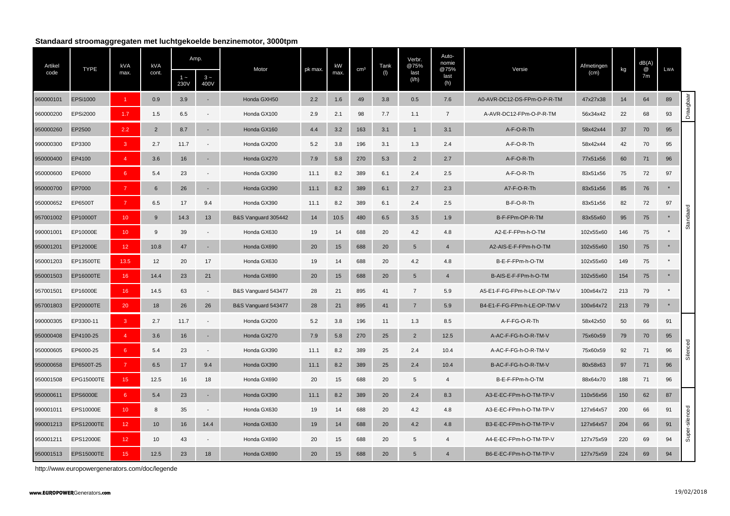## Standaard stroomaggregaten met luchtgekoelde benzinemotor, 3000tpm

| Artikel code | TYPE | kVA max. | kVA cont. | Amp. | | Motor | pk max. | kW max. | cm³ | Tank (l) | Verbr. @75% last (l/h) | Auto-nomie @75% last (h) | Versie | Afmetingen (cm) | kg | dB(A) @ 7m | LWA | |
|---|---|---|---|---|---|---|---|---|---|---|---|---|---|---|---|---|---|---|
| | | | | 1 ~ 230V | 3 ~ 400V | | | | | | | | | | | | | |
| 960000101 | EPSi1000 | 1 | 0.9 | 3.9 | - | Honda GXH50 | 2.2 | 1.6 | 49 | 3.8 | 0.5 | 7.6 | A0-AVR-DC12-DS-FPm-O-P-R-TM | 47x27x38 | 14 | 64 | 89 | Draagbaar |
| 960000200 | EPSi2000 | 1.7 | 1.5 | 6.5 | - | Honda GX100 | 2.9 | 2.1 | 98 | 7.7 | 1.1 | 7 | A-AVR-DC12-FPm-O-P-R-TM | 56x34x42 | 22 | 68 | 93 | Draagbaar |
| 950000260 | EP2500 | 2.2 | 2 | 8.7 | - | Honda GX160 | 4.4 | 3.2 | 163 | 3.1 | 1 | 3.1 | A-F-O-R-Th | 58x42x44 | 37 | 70 | 95 | Standaard |
| 990000300 | EP3300 | 3 | 2.7 | 11.7 | - | Honda GX200 | 5.2 | 3.8 | 196 | 3.1 | 1.3 | 2.4 | A-F-O-R-Th | 58x42x44 | 42 | 70 | 95 | Standaard |
| 950000400 | EP4100 | 4 | 3.6 | 16 | - | Honda GX270 | 7.9 | 5.8 | 270 | 5.3 | 2 | 2.7 | A-F-O-R-Th | 77x51x56 | 60 | 71 | 96 | Standaard |
| 950000600 | EP6000 | 6 | 5.4 | 23 | - | Honda GX390 | 11.1 | 8.2 | 389 | 6.1 | 2.4 | 2.5 | A-F-O-R-Th | 83x51x56 | 75 | 72 | 97 | Standaard |
| 950000700 | EP7000 | 7 | 6 | 26 | - | Honda GX390 | 11.1 | 8.2 | 389 | 6.1 | 2.7 | 2.3 | A7-F-O-R-Th | 83x51x56 | 85 | 76 | * | Standaard |
| 950000652 | EP6500T | 7 | 6.5 | 17 | 9.4 | Honda GX390 | 11.1 | 8.2 | 389 | 6.1 | 2.4 | 2.5 | B-F-O-R-Th | 83x51x56 | 82 | 72 | 97 | Standaard |
| 957001002 | EP10000T | 10 | 9 | 14.3 | 13 | B&S Vanguard 305442 | 14 | 10.5 | 480 | 6.5 | 3.5 | 1.9 | B-F-FPm-OP-R-TM | 83x55x60 | 95 | 75 | * | Standaard |
| 990001001 | EP10000E | 10 | 9 | 39 | - | Honda GX630 | 19 | 14 | 688 | 20 | 4.2 | 4.8 | A2-E-F-FPm-h-O-TM | 102x55x60 | 146 | 75 | * | Standaard |
| 950001201 | EP12000E | 12 | 10.8 | 47 | - | Honda GX690 | 20 | 15 | 688 | 20 | 5 | 4 | A2-AIS-E-F-FPm-h-O-TM | 102x55x60 | 150 | 75 | * | Standaard |
| 950001203 | EP13500TE | 13.5 | 12 | 20 | 17 | Honda GX630 | 19 | 14 | 688 | 20 | 4.2 | 4.8 | B-E-F-FPm-h-O-TM | 102x55x60 | 149 | 75 | * | Standaard |
| 950001503 | EP16000TE | 16 | 14.4 | 23 | 21 | Honda GX690 | 20 | 15 | 688 | 20 | 5 | 4 | B-AIS-E-F-FPm-h-O-TM | 102x55x60 | 154 | 75 | * | Standaard |
| 957001501 | EP16000E | 16 | 14.5 | 63 | - | B&S Vanguard 543477 | 28 | 21 | 895 | 41 | 7 | 5.9 | A5-E1-F-FG-FPm-h-LE-OP-TM-V | 100x64x72 | 213 | 79 | * | Standaard |
| 957001803 | EP20000TE | 20 | 18 | 26 | 26 | B&S Vanguard 543477 | 28 | 21 | 895 | 41 | 7 | 5.9 | B4-E1-F-FG-FPm-h-LE-OP-TM-V | 100x64x72 | 213 | 79 | * | Standaard |
| 990000305 | EP3300-11 | 3 | 2.7 | 11.7 | - | Honda GX200 | 5.2 | 3.8 | 196 | 11 | 1.3 | 8.5 | A-F-FG-O-R-Th | 58x42x50 | 50 | 66 | 91 | Silenced |
| 950000408 | EP4100-25 | 4 | 3.6 | 16 | - | Honda GX270 | 7.9 | 5.8 | 270 | 25 | 2 | 12.5 | A-AC-F-FG-h-O-R-TM-V | 75x60x59 | 79 | 70 | 95 | Silenced |
| 950000605 | EP6000-25 | 6 | 5.4 | 23 | - | Honda GX390 | 11.1 | 8.2 | 389 | 25 | 2.4 | 10.4 | A-AC-F-FG-h-O-R-TM-V | 75x60x59 | 92 | 71 | 96 | Silenced |
| 950000658 | EP6500T-25 | 7 | 6.5 | 17 | 9.4 | Honda GX390 | 11.1 | 8.2 | 389 | 25 | 2.4 | 10.4 | B-AC-F-FG-h-O-R-TM-V | 80x58x63 | 97 | 71 | 96 | Silenced |
| 950001508 | EPG15000TE | 15 | 12.5 | 16 | 18 | Honda GX690 | 20 | 15 | 688 | 20 | 5 | 4 | B-E-F-FPm-h-O-TM | 88x64x70 | 188 | 71 | 96 | Silenced |
| 950000611 | EPS6000E | 6 | 5.4 | 23 | - | Honda GX390 | 11.1 | 8.2 | 389 | 20 | 2.4 | 8.3 | A3-E-EC-FPm-h-O-TM-TP-V | 110x56x56 | 150 | 62 | 87 | Super-silenced |
| 990001011 | EPS10000E | 10 | 8 | 35 | - | Honda GX630 | 19 | 14 | 688 | 20 | 4.2 | 4.8 | A3-E-EC-FPm-h-O-TM-TP-V | 127x64x57 | 200 | 66 | 91 | Super-silenced |
| 990001213 | EPS12000TE | 12 | 10 | 16 | 14.4 | Honda GX630 | 19 | 14 | 688 | 20 | 4.2 | 4.8 | B3-E-EC-FPm-h-O-TM-TP-V | 127x64x57 | 204 | 66 | 91 | Super-silenced |
| 950001211 | EPS12000E | 12 | 10 | 43 | - | Honda GX690 | 20 | 15 | 688 | 20 | 5 | 4 | A4-E-EC-FPm-h-O-TM-TP-V | 127x75x59 | 220 | 69 | 94 | Super-silenced |
| 950001513 | EPS15000TE | 15 | 12.5 | 23 | 18 | Honda GX690 | 20 | 15 | 688 | 20 | 5 | 4 | B6-E-EC-FPm-h-O-TM-TP-V | 127x75x59 | 224 | 69 | 94 | Super-silenced |

http://www.europowergenerators.com/doc/legende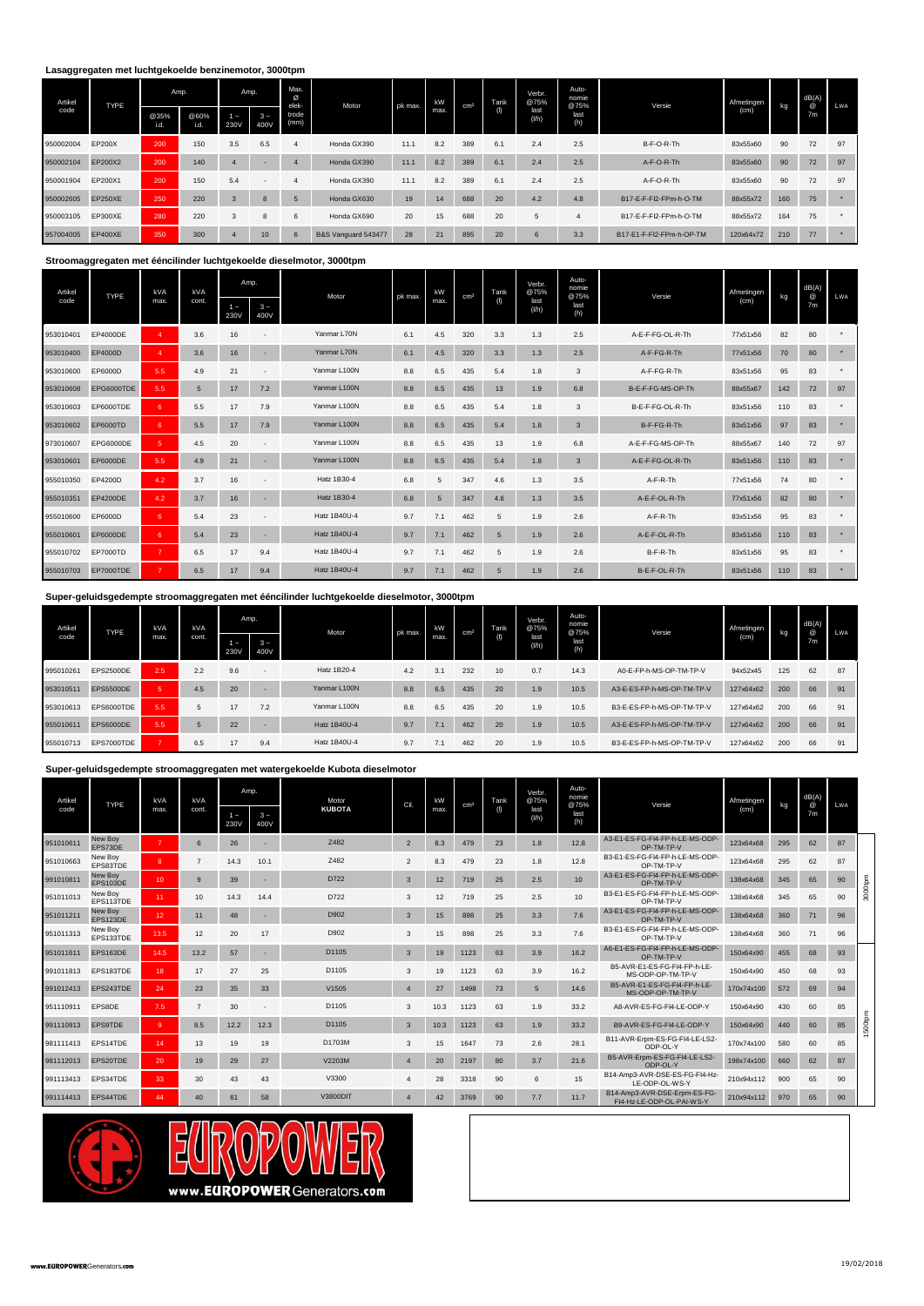## Lasaggregaten met luchtgekoelde benzinemotor, 3000tpm

| Artikel code | TYPE | Amp. | | Amp. | | Max. Ø elek-trode (mm) | Motor | pk max. | kW max. | cm³ | Tank (l) | Verbr. @75% last (l/h) | Auto-nomie @75% last (h) | Versie | Afmetingen (cm) | kg | dB(A) @ 7m | LWA |
|---|---|---|---|---|---|---|---|---|---|---|---|---|---|---|---|---|---|---|
| | | @35% i.d. | @60% i.d. | 1 ~ 230V | 3 ~ 400V | | | | | | | | | | | | | |
| 950002004 | EP200X | 200 | 150 | 3.5 | 6.5 | 4 | Honda GX390 | 11.1 | 8.2 | 389 | 6.1 | 2.4 | 2.5 | B-F-O-R-Th | 83x55x60 | 90 | 72 | 97 |
| 950002104 | EP200X2 | 200 | 140 | 4 | - | 4 | Honda GX390 | 11.1 | 8.2 | 389 | 6.1 | 2.4 | 2.5 | A-F-O-R-Th | 83x55x60 | 90 | 72 | 97 |
| 950001904 | EP200X1 | 200 | 150 | 5.4 | - | 4 | Honda GX390 | 11.1 | 8.2 | 389 | 6.1 | 2.4 | 2.5 | A-F-O-R-Th | 83x55x60 | 90 | 72 | 97 |
| 950002605 | EP250XE | 250 | 220 | 3 | 8 | 5 | Honda GX630 | 19 | 14 | 688 | 20 | 4.2 | 4.8 | B17-E-F-FI2-FPm-h-O-TM | 88x55x72 | 160 | 75 | * |
| 950003105 | EP300XE | 280 | 220 | 3 | 8 | 6 | Honda GX690 | 20 | 15 | 688 | 20 | 5 | 4 | B17-E-F-FI2-FPm-h-O-TM | 88x55x72 | 164 | 75 | * |
| 957004005 | EP400XE | 350 | 300 | 4 | 10 | 6 | B&S Vanguard 543477 | 28 | 21 | 895 | 20 | 6 | 3.3 | B17-E1-F-FI2-FPm-h-OP-TM | 120x64x72 | 210 | 77 | * |

## Stroomaggregaten met ééncilinder luchtgekoelde dieselmotor, 3000tpm

| Artikel code | TYPE | kVA max. | kVA cont. | Amp. | | Motor | pk max. | kW max. | cm³ | Tank (l) | Verbr. @75% last (l/h) | Auto-nomie @75% last (h) | Versie | Afmetingen (cm) | kg | dB(A) @ 7m | LWA |
|---|---|---|---|---|---|---|---|---|---|---|---|---|---|---|---|---|---|
| | | | | 1 ~ 230V | 3 ~ 400V | | | | | | | | | | | | |
| 953010401 | EP4000DE | 4 | 3.6 | 16 | - | Yanmar L70N | 6.1 | 4.5 | 320 | 3.3 | 1.3 | 2.5 | A-E-F-FG-OL-R-Th | 77x51x56 | 82 | 80 | * |
| 953010400 | EP4000D | 4 | 3.6 | 16 | - | Yanmar L70N | 6.1 | 4.5 | 320 | 3.3 | 1.3 | 2.5 | A-F-FG-R-Th | 77x51x56 | 70 | 80 | * |
| 953010600 | EP6000D | 5.5 | 4.9 | 21 | - | Yanmar L100N | 8.8 | 6.5 | 435 | 5.4 | 1.8 | 3 | A-F-FG-R-Th | 83x51x56 | 95 | 83 | * |
| 953010608 | EPG6000TDE | 5.5 | 5 | 17 | 7.2 | Yanmar L100N | 8.8 | 6.5 | 435 | 13 | 1.9 | 6.8 | B-E-F-FG-MS-OP-Th | 88x55x67 | 142 | 72 | 97 |
| 953010603 | EP6000TDE | 6 | 5.5 | 17 | 7.9 | Yanmar L100N | 8.8 | 6.5 | 435 | 5.4 | 1.8 | 3 | B-E-F-FG-OL-R-Th | 83x51x56 | 110 | 83 | * |
| 953010602 | EP6000TD | 6 | 5.5 | 17 | 7.9 | Yanmar L100N | 8.8 | 6.5 | 435 | 5.4 | 1.8 | 3 | B-F-FG-R-Th | 83x51x56 | 97 | 83 | * |
| 973010607 | EPG6000DE | 5 | 4.5 | 20 | - | Yanmar L100N | 8.8 | 6.5 | 435 | 13 | 1.9 | 6.8 | A-E-F-FG-MS-OP-Th | 88x55x67 | 140 | 72 | 97 |
| 953010601 | EP6000DE | 5.5 | 4.9 | 21 | - | Yanmar L100N | 8.8 | 6.5 | 435 | 5.4 | 1.8 | 3 | A-E-F-FG-OL-R-Th | 83x51x56 | 110 | 83 | * |
| 955010350 | EP4200D | 4.2 | 3.7 | 16 | - | Hatz 1B30-4 | 6.8 | 5 | 347 | 4.6 | 1.3 | 3.5 | A-F-R-Th | 77x51x56 | 74 | 80 | * |
| 955010351 | EP4200DE | 4.2 | 3.7 | 16 | - | Hatz 1B30-4 | 6.8 | 5 | 347 | 4.6 | 1.3 | 3.5 | A-E-F-OL-R-Th | 77x51x56 | 82 | 80 | * |
| 955010600 | EP6000D | 6 | 5.4 | 23 | - | Hatz 1B40U-4 | 9.7 | 7.1 | 462 | 5 | 1.9 | 2.6 | A-F-R-Th | 83x51x56 | 95 | 83 | * |
| 955010601 | EP6000DE | 6 | 5.4 | 23 | - | Hatz 1B40U-4 | 9.7 | 7.1 | 462 | 5 | 1.9 | 2.6 | A-E-F-OL-R-Th | 83x51x56 | 110 | 83 | * |
| 955010702 | EP7000TD | 7 | 6.5 | 17 | 9.4 | Hatz 1B40U-4 | 9.7 | 7.1 | 462 | 5 | 1.9 | 2.6 | B-F-R-Th | 83x51x56 | 95 | 83 | * |
| 955010703 | EP7000TDE | 7 | 6.5 | 17 | 9.4 | Hatz 1B40U-4 | 9.7 | 7.1 | 462 | 5 | 1.9 | 2.6 | B-E-F-OL-R-Th | 83x51x56 | 110 | 83 | * |

## Super-geluidsgedempte stroomaggregaten met ééncilinder luchtgekoelde dieselmotor, 3000tpm

| Artikel code | TYPE | kVA max. | kVA cont. | Amp. | | Motor | pk max. | kW max. | cm³ | Tank (l) | Verbr. @75% last (l/h) | Auto-nomie @75% last (h) | Versie | Afmetingen (cm) | kg | dB(A) @ 7m | LWA |
|---|---|---|---|---|---|---|---|---|---|---|---|---|---|---|---|---|---|
| | | | | 1 ~ 230V | 3 ~ 400V | | | | | | | | | | | | |
| 995010261 | EPS2500DE | 2.5 | 2.2 | 9.6 | - | Hatz 1B20-4 | 4.2 | 3.1 | 232 | 10 | 0.7 | 14.3 | A0-E-FP-h-MS-OP-TM-TP-V | 94x52x45 | 125 | 62 | 87 |
| 953010511 | EPS5500DE | 5 | 4.5 | 20 | - | Yanmar L100N | 8.8 | 6.5 | 435 | 20 | 1.9 | 10.5 | A3-E-ES-FP-h-MS-OP-TM-TP-V | 127x64x62 | 200 | 66 | 91 |
| 953010613 | EPS6000TDE | 5.5 | 5 | 17 | 7.2 | Yanmar L100N | 8.8 | 6.5 | 435 | 20 | 1.9 | 10.5 | B3-E-ES-FP-h-MS-OP-TM-TP-V | 127x64x62 | 200 | 66 | 91 |
| 955010611 | EPS6000DE | 5.5 | 5 | 22 | - | Hatz 1B40U-4 | 9.7 | 7.1 | 462 | 20 | 1.9 | 10.5 | A3-E-ES-FP-h-MS-OP-TM-TP-V | 127x64x62 | 200 | 66 | 91 |
| 955010713 | EPS7000TDE | 7 | 6.5 | 17 | 9.4 | Hatz 1B40U-4 | 9.7 | 7.1 | 462 | 20 | 1.9 | 10.5 | B3-E-ES-FP-h-MS-OP-TM-TP-V | 127x64x62 | 200 | 66 | 91 |

## Super-geluidsgedempte stroomaggregaten met watergekoelde Kubota dieselmotor

| Artikel code | TYPE | kVA max. | kVA cont. | Amp. | | Motor KUBOTA | Cil. | kW max. | cm³ | Tank (l) | Verbr. @75% last (l/h) | Auto-nomie @75% last (h) | Versie | Afmetingen (cm) | kg | dB(A) @ 7m | LWA | |
|---|---|---|---|---|---|---|---|---|---|---|---|---|---|---|---|---|---|---|
| | | | | 1 ~ 230V | 3 ~ 400V | | | | | | | | | | | | | |
| 951010611 | New Boy EPS73DE | 7 | 6 | 26 | - | Z482 | 2 | 8.3 | 479 | 23 | 1.8 | 12.8 | A3-E1-ES-FG-FI4-FP-h-LE-MS-ODP-OP-TM-TP-V | 123x64x68 | 295 | 62 | 87 | 3000tpm |
| 951010663 | New Boy EPS83TDE | 8 | 7 | 14.3 | 10.1 | Z482 | 2 | 8.3 | 479 | 23 | 1.8 | 12.8 | B3-E1-ES-FG-FI4-FP-h-LE-MS-ODP-OP-TM-TP-V | 123x64x68 | 295 | 62 | 87 | 3000tpm |
| 991010811 | New Boy EPS103DE | 10 | 9 | 39 | - | D722 | 3 | 12 | 719 | 25 | 2.5 | 10 | A3-E1-ES-FG-FI4-FP-h-LE-MS-ODP-OP-TM-TP-V | 138x64x68 | 345 | 65 | 90 | 3000tpm |
| 951011013 | New Boy EPS113TDE | 11 | 10 | 14.3 | 14.4 | D722 | 3 | 12 | 719 | 25 | 2.5 | 10 | B3-E1-ES-FG-FI4-FP-h-LE-MS-ODP-OP-TM-TP-V | 138x64x68 | 345 | 65 | 90 | 3000tpm |
| 951011211 | New Boy EPS123DE | 12 | 11 | 48 | - | D902 | 3 | 15 | 898 | 25 | 3.3 | 7.6 | A3-E1-ES-FG-FI4-FP-h-LE-MS-ODP-OP-TM-TP-V | 138x64x68 | 360 | 71 | 96 | 3000tpm |
| 951011313 | New Boy EPS133TDE | 13.5 | 12 | 20 | 17 | D902 | 3 | 15 | 898 | 25 | 3.3 | 7.6 | B3-E1-ES-FG-FI4-FP-h-LE-MS-ODP-OP-TM-TP-V | 138x64x68 | 360 | 71 | 96 | 3000tpm |
| 951011611 | EPS163DE | 14.5 | 13.2 | 57 | - | D1105 | 3 | 19 | 1123 | 63 | 3.9 | 16.2 | A6-E1-ES-FG-FI4-FP-h-LE-MS-ODP-OP-TM-TP-V | 150x64x90 | 455 | 68 | 93 | 1500tpm |
| 991011813 | EPS183TDE | 18 | 17 | 27 | 25 | D1105 | 3 | 19 | 1123 | 63 | 3.9 | 16.2 | B5-AVR-E1-ES-FG-FI4-FP-h-LE-MS-ODP-OP-TM-TP-V | 150x64x90 | 450 | 68 | 93 | 1500tpm |
| 991012413 | EPS243TDE | 24 | 23 | 35 | 33 | V1505 | 4 | 27 | 1498 | 73 | 5 | 14.6 | B5-AVR-E1-ES-FG-FI4-FP-h-LE-MS-ODP-OP-TM-TP-V | 170x74x100 | 572 | 69 | 94 | 1500tpm |
| 951110911 | EPS8DE | 7.5 | 7 | 30 | - | D1105 | 3 | 10.3 | 1123 | 63 | 1.9 | 33.2 | A8-AVR-ES-FG-FI4-LE-ODP-Y | 150x64x90 | 430 | 60 | 85 | 1500tpm |
| 991110913 | EPS9TDE | 9 | 8.5 | 12.2 | 12.3 | D1105 | 3 | 10.3 | 1123 | 63 | 1.9 | 33.2 | B9-AVR-ES-FG-FI4-LE-ODP-Y | 150x64x90 | 440 | 60 | 85 | 1500tpm |
| 981111413 | EPS14TDE | 14 | 13 | 19 | 19 | D1703M | 3 | 15 | 1647 | 73 | 2.6 | 28.1 | B11-AVR-Erpm-ES-FG-FI4-LE-LS2-ODP-OL-Y | 170x74x100 | 580 | 60 | 85 | 1500tpm |
| 981112013 | EPS20TDE | 20 | 19 | 29 | 27 | V2203M | 4 | 20 | 2197 | 80 | 3.7 | 21.6 | B5-AVR-Erpm-ES-FG-FI4-LE-LS2-ODP-OL-Y | 198x74x100 | 660 | 62 | 87 | 1500tpm |
| 991113413 | EPS34TDE | 33 | 30 | 43 | 43 | V3300 | 4 | 28 | 3318 | 90 | 6 | 15 | B14-Amp3-AVR-DSE-ES-FG-FI4-Hz-LE-ODP-OL-WS-Y | 210x94x112 | 900 | 65 | 90 | 1500tpm |
| 991114413 | EPS44TDE | 44 | 40 | 61 | 58 | V3800DIT | 4 | 42 | 3769 | 90 | 7.7 | 11.7 | B14-Amp3-AVR-DSE-Erpm-ES-FG-FI4-Hz-LE-ODP-OL-PAI-WS-Y | 210x94x112 | 970 | 65 | 90 | 1500tpm |

EUROPOWER

www.EUROPOWERGenerators.com

19/02/2018